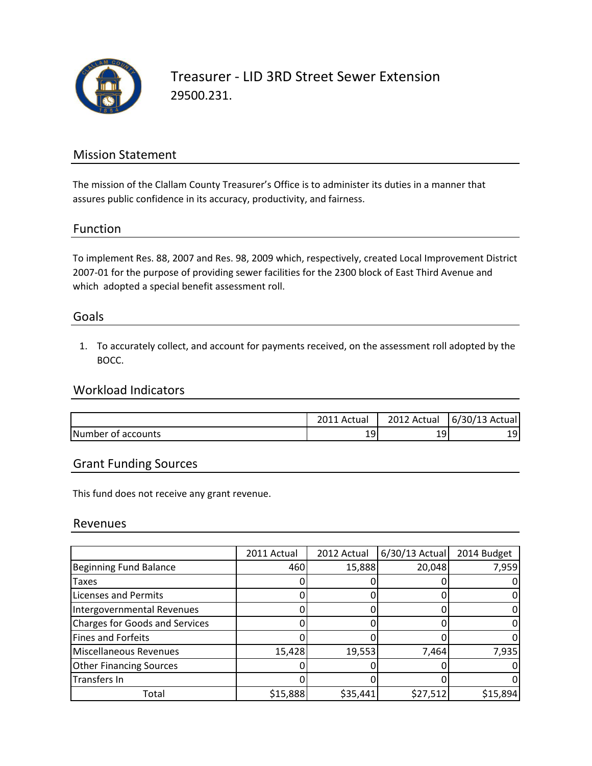# Treasurer - LID 3RD Street Sewer Extension

29500.231.

## Mission Statement

The mission of the Clallam County Treasurer's Office is to administer its duties in a manner that assures public confidence in its accuracy, productivity, and fairness.

## Function

To implement Res. 88, 2007 and Res. 98, 2009 which, respectively, created Local Improvement District 2007-01 for the purpose of providing sewer facilities for the 2300 block of East Third Avenue and which adopted a special benefit assessment roll.

## Goals

1. To accurately collect, and account for payments received, on the assessment roll adopted by the BOCC.

## Workload Indicators

| | 2011 Actual | 2012 Actual | 6/30/13 Actual |
|---|---|---|---|
| Number of accounts | 19 | 19 | 19 |

## Grant Funding Sources

This fund does not receive any grant revenue.

## Revenues

| | 2011 Actual | 2012 Actual | 6/30/13 Actual | 2014 Budget |
|---|---|---|---|---|
| Beginning Fund Balance | 460 | 15,888 | 20,048 | 7,959 |
| Taxes | 0 | 0 | 0 | 0 |
| Licenses and Permits | 0 | 0 | 0 | 0 |
| Intergovernmental Revenues | 0 | 0 | 0 | 0 |
| Charges for Goods and Services | 0 | 0 | 0 | 0 |
| Fines and Forfeits | 0 | 0 | 0 | 0 |
| Miscellaneous Revenues | 15,428 | 19,553 | 7,464 | 7,935 |
| Other Financing Sources | 0 | 0 | 0 | 0 |
| Transfers In | 0 | 0 | 0 | 0 |
| Total | $15,888 | $35,441 | $27,512 | $15,894 |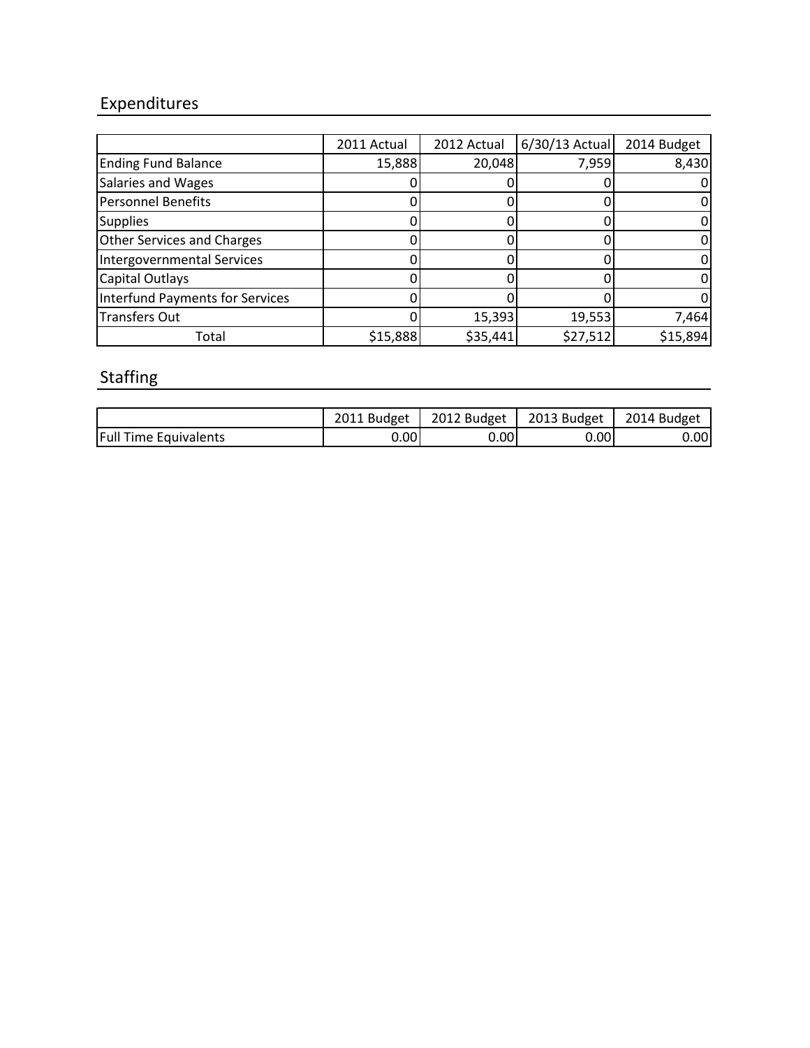## Expenditures

| | 2011 Actual | 2012 Actual | 6/30/13 Actual | 2014 Budget |
|---|---|---|---|---|
| Ending Fund Balance | 15,888 | 20,048 | 7,959 | 8,430 |
| Salaries and Wages | 0 | 0 | 0 | 0 |
| Personnel Benefits | 0 | 0 | 0 | 0 |
| Supplies | 0 | 0 | 0 | 0 |
| Other Services and Charges | 0 | 0 | 0 | 0 |
| Intergovernmental Services | 0 | 0 | 0 | 0 |
| Capital Outlays | 0 | 0 | 0 | 0 |
| Interfund Payments for Services | 0 | 0 | 0 | 0 |
| Transfers Out | 0 | 15,393 | 19,553 | 7,464 |
| Total | $15,888 | $35,441 | $27,512 | $15,894 |

## Staffing

| | 2011 Budget | 2012 Budget | 2013 Budget | 2014 Budget |
|---|---|---|---|---|
| Full Time Equivalents | 0.00 | 0.00 | 0.00 | 0.00 |